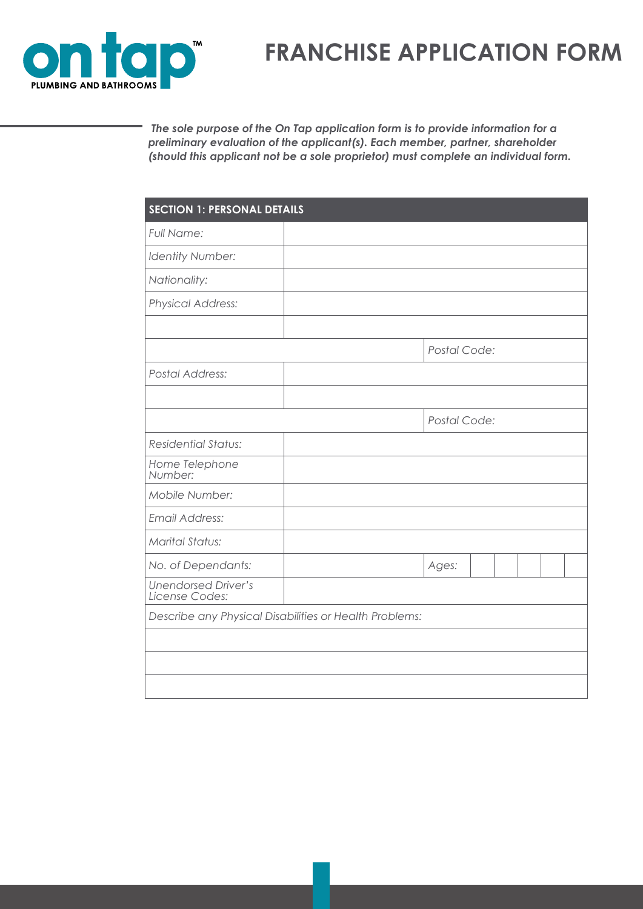# FRANCHISE APPLICATION FORM

***The sole purpose of the On Tap application form is to provide information for a preliminary evaluation of the applicant(s). Each member, partner, shareholder (should this applicant not be a sole proprietor) must complete an individual form.***

| **SECTION 1: PERSONAL DETAILS** | | | | | | | |
|---|---|---|---|---|---|---|---|
| *Full Name:* | | | | | | | |
| *Identity Number:* | | | | | | | |
| *Nationality:* | | | | | | | |
| *Physical Address:* | | | | | | | |
| | | | | | | | |
| | | *Postal Code:* | | | | | |
| *Postal Address:* | | | | | | | |
| | | | | | | | |
| | | *Postal Code:* | | | | | |
| *Residential Status:* | | | | | | | |
| *Home Telephone Number:* | | | | | | | |
| *Mobile Number:* | | | | | | | |
| *Email Address:* | | | | | | | |
| *Marital Status:* | | | | | | | |
| *No. of Dependants:* | | *Ages:* | | | | | |
| *Unendorsed Driver's License Codes:* | | | | | | | |
| *Describe any Physical Disabilities or Health Problems:* | | | | | | | |
| | | | | | | | |
| | | | | | | | |
| | | | | | | | |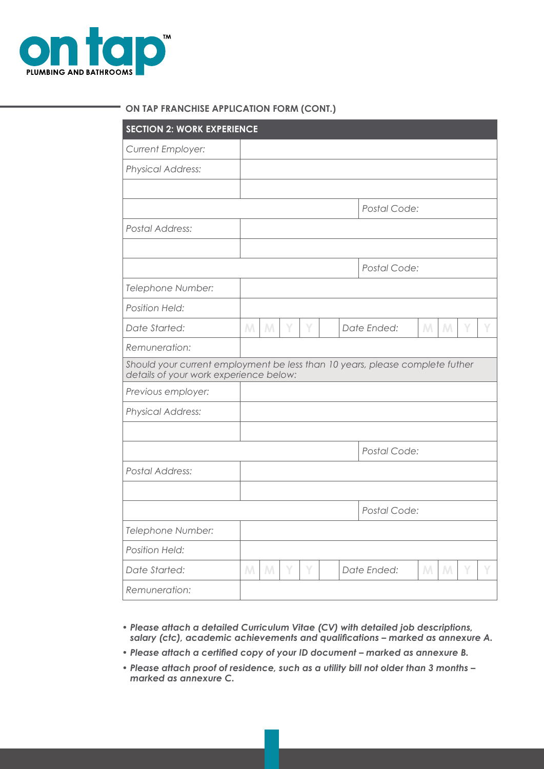ON TAP FRANCHISE APPLICATION FORM (CONT.)

| SECTION 2: WORK EXPERIENCE | | | |
|---|---|---|---|
| *Current Employer:* | | | |
| *Physical Address:* | | | |
| | | | |
| | | *Postal Code:* | |
| *Postal Address:* | | | |
| | | | |
| | | *Postal Code:* | |
| *Telephone Number:* | | | |
| *Position Held:* | | | |
| *Date Started:* | M M Y Y | *Date Ended:* | M M Y Y |
| *Remuneration:* | | | |
| *Should your current employment be less than 10 years, please complete futher details of your work experience below:* | | | |
| *Previous employer:* | | | |
| *Physical Address:* | | | |
| | | | |
| | | *Postal Code:* | |
| *Postal Address:* | | | |
| | | | |
| | | *Postal Code:* | |
| *Telephone Number:* | | | |
| *Position Held:* | | | |
| *Date Started:* | M M Y Y | *Date Ended:* | M M Y Y |
| *Remuneration:* | | | |

- ***Please attach a detailed Curriculum Vitae (CV) with detailed job descriptions, salary (ctc), academic achievements and qualifications – marked as annexure A.***
- ***Please attach a certified copy of your ID document – marked as annexure B.***
- ***Please attach proof of residence, such as a utility bill not older than 3 months – marked as annexure C.***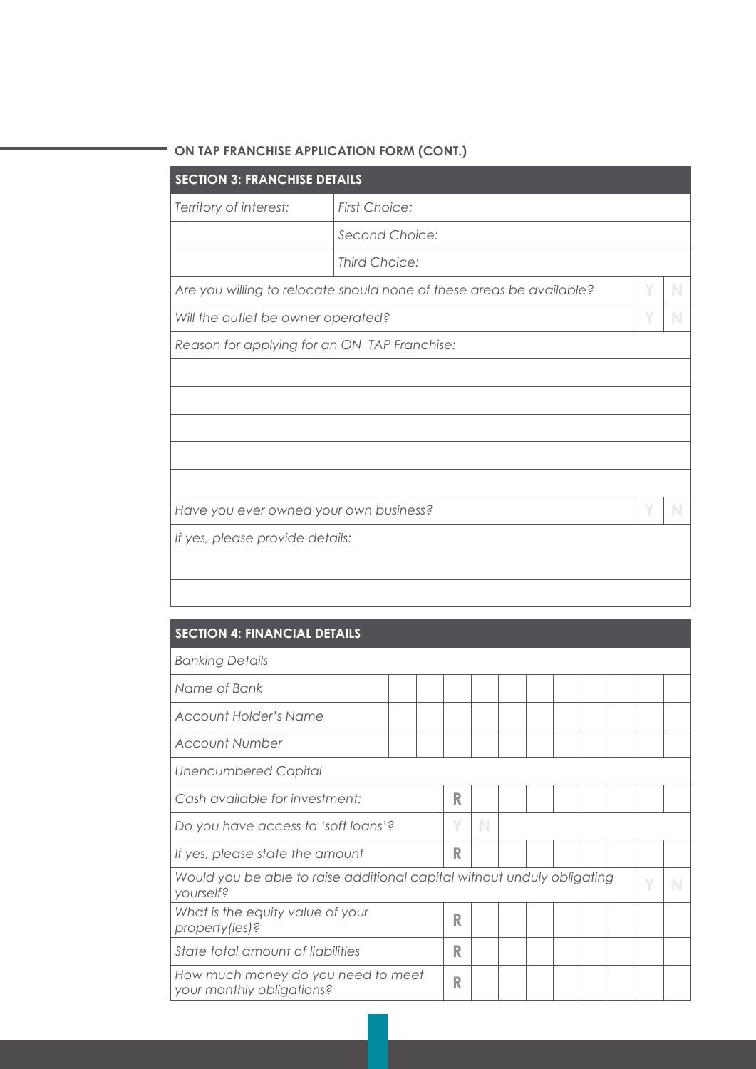**ON TAP FRANCHISE APPLICATION FORM (CONT.)**

| SECTION 3: FRANCHISE DETAILS | | | |
|---|---|---|---|
| *Territory of interest:* | *First Choice:* | | |
| | *Second Choice:* | | |
| | *Third Choice:* | | |
| *Are you willing to relocate should none of these areas be available?* | | Y | N |
| *Will the outlet be owner operated?* | | Y | N |
| *Reason for applying for an ON TAP Franchise:* | | | |
| | | | |
| | | | |
| | | | |
| | | | |
| | | | |
| *Have you ever owned your own business?* | | Y | N |
| *If yes, please provide details:* | | | |
| | | | |
| | | | |

| SECTION 4: FINANCIAL DETAILS | | | | | | | | | | | | |
|---|---|---|---|---|---|---|---|---|---|---|---|---|
| *Banking Details* | | | | | | | | | | | | |
| *Name of Bank* | | | | | | | | | | | | |
| *Account Holder's Name* | | | | | | | | | | | | |
| *Account Number* | | | | | | | | | | | | |
| *Unencumbered Capital* | | | | | | | | | | | | |
| *Cash available for investment:* | | | R | | | | | | | | | |
| *Do you have access to 'soft loans'?* | | | Y | N | | | | | | | | |
| *If yes, please state the amount* | | | R | | | | | | | | | |
| *Would you be able to raise additional capital without unduly obligating yourself?* | | | | | | | | | | | Y | N |
| *What is the equity value of your property(ies)?* | | | R | | | | | | | | | |
| *State total amount of liabilities* | | | R | | | | | | | | | |
| *How much money do you need to meet your monthly obligations?* | | | R | | | | | | | | | |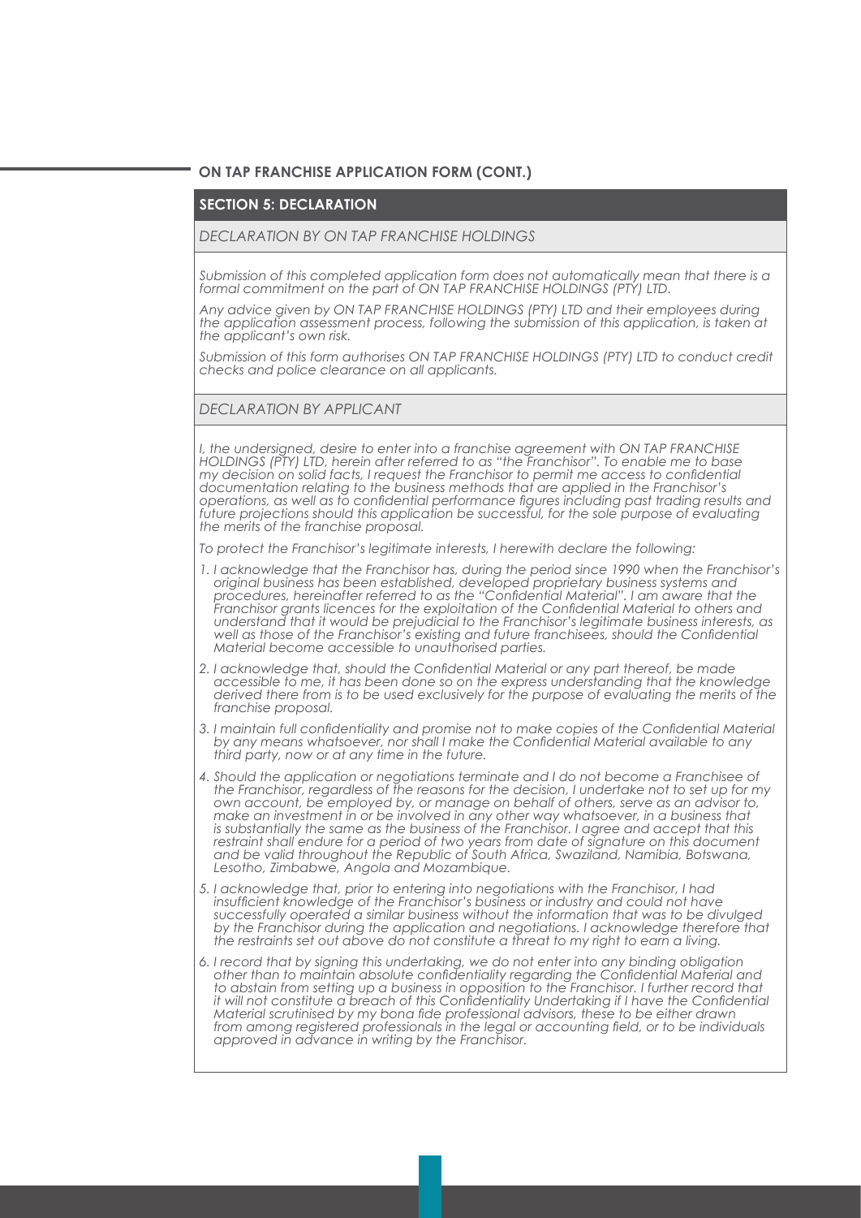**ON TAP FRANCHISE APPLICATION FORM (CONT.)**

## SECTION 5: DECLARATION

*DECLARATION BY ON TAP FRANCHISE HOLDINGS*

*Submission of this completed application form does not automatically mean that there is a formal commitment on the part of ON TAP FRANCHISE HOLDINGS (PTY) LTD.*

*Any advice given by ON TAP FRANCHISE HOLDINGS (PTY) LTD and their employees during the application assessment process, following the submission of this application, is taken at the applicant's own risk.*

*Submission of this form authorises ON TAP FRANCHISE HOLDINGS (PTY) LTD to conduct credit checks and police clearance on all applicants.*

*DECLARATION BY APPLICANT*

*I, the undersigned, desire to enter into a franchise agreement with ON TAP FRANCHISE HOLDINGS (PTY) LTD, herein after referred to as "the Franchisor". To enable me to base my decision on solid facts, I request the Franchisor to permit me access to confidential documentation relating to the business methods that are applied in the Franchisor's operations, as well as to confidential performance figures including past trading results and future projections should this application be successful, for the sole purpose of evaluating the merits of the franchise proposal.*

*To protect the Franchisor's legitimate interests, I herewith declare the following:*

1. *I acknowledge that the Franchisor has, during the period since 1990 when the Franchisor's original business has been established, developed proprietary business systems and procedures, hereinafter referred to as the "Confidential Material". I am aware that the Franchisor grants licences for the exploitation of the Confidential Material to others and understand that it would be prejudicial to the Franchisor's legitimate business interests, as well as those of the Franchisor's existing and future franchisees, should the Confidential Material become accessible to unauthorised parties.*
2. *I acknowledge that, should the Confidential Material or any part thereof, be made accessible to me, it has been done so on the express understanding that the knowledge derived there from is to be used exclusively for the purpose of evaluating the merits of the franchise proposal.*
3. *I maintain full confidentiality and promise not to make copies of the Confidential Material by any means whatsoever, nor shall I make the Confidential Material available to any third party, now or at any time in the future.*
4. *Should the application or negotiations terminate and I do not become a Franchisee of the Franchisor, regardless of the reasons for the decision, I undertake not to set up for my own account, be employed by, or manage on behalf of others, serve as an advisor to, make an investment in or be involved in any other way whatsoever, in a business that is substantially the same as the business of the Franchisor. I agree and accept that this restraint shall endure for a period of two years from date of signature on this document and be valid throughout the Republic of South Africa, Swaziland, Namibia, Botswana, Lesotho, Zimbabwe, Angola and Mozambique.*
5. *I acknowledge that, prior to entering into negotiations with the Franchisor, I had insufficient knowledge of the Franchisor's business or industry and could not have successfully operated a similar business without the information that was to be divulged by the Franchisor during the application and negotiations. I acknowledge therefore that the restraints set out above do not constitute a threat to my right to earn a living.*
6. *I record that by signing this undertaking, we do not enter into any binding obligation other than to maintain absolute confidentiality regarding the Confidential Material and to abstain from setting up a business in opposition to the Franchisor. I further record that it will not constitute a breach of this Confidentiality Undertaking if I have the Confidential Material scrutinised by my bona fide professional advisors, these to be either drawn from among registered professionals in the legal or accounting field, or to be individuals approved in advance in writing by the Franchisor.*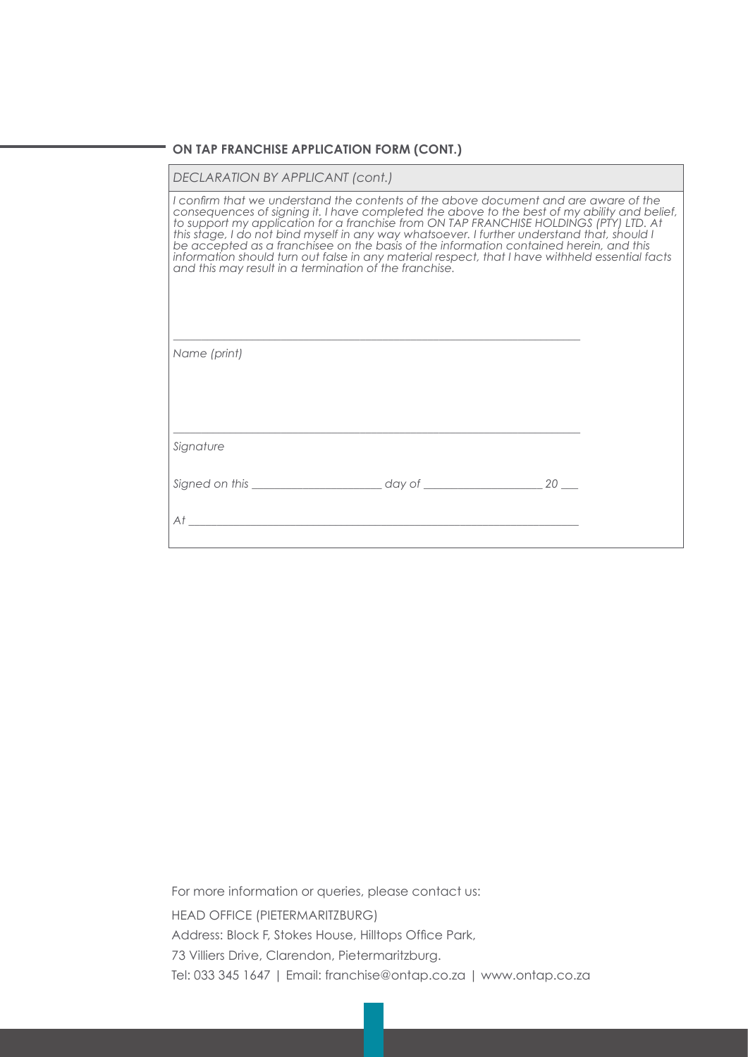## ON TAP FRANCHISE APPLICATION FORM (CONT.)

*DECLARATION BY APPLICANT (cont.)*

*I confirm that we understand the contents of the above document and are aware of the consequences of signing it. I have completed the above to the best of my ability and belief, to support my application for a franchise from ON TAP FRANCHISE HOLDINGS (PTY) LTD. At this stage, I do not bind myself in any way whatsoever. I further understand that, should I be accepted as a franchisee on the basis of the information contained herein, and this information should turn out false in any material respect, that I have withheld essential facts and this may result in a termination of the franchise.*

_______________________________________________

*Name (print)*

_______________________________________________

*Signature*

*Signed on this* ____________________ *day of* ____________________ *20* ___

*At* _______________________________________________

For more information or queries, please contact us:

HEAD OFFICE (PIETERMARITZBURG)

Address: Block F, Stokes House, Hilltops Office Park,

73 Villiers Drive, Clarendon, Pietermaritzburg.

Tel: 033 345 1647 | Email: franchise@ontap.co.za | www.ontap.co.za